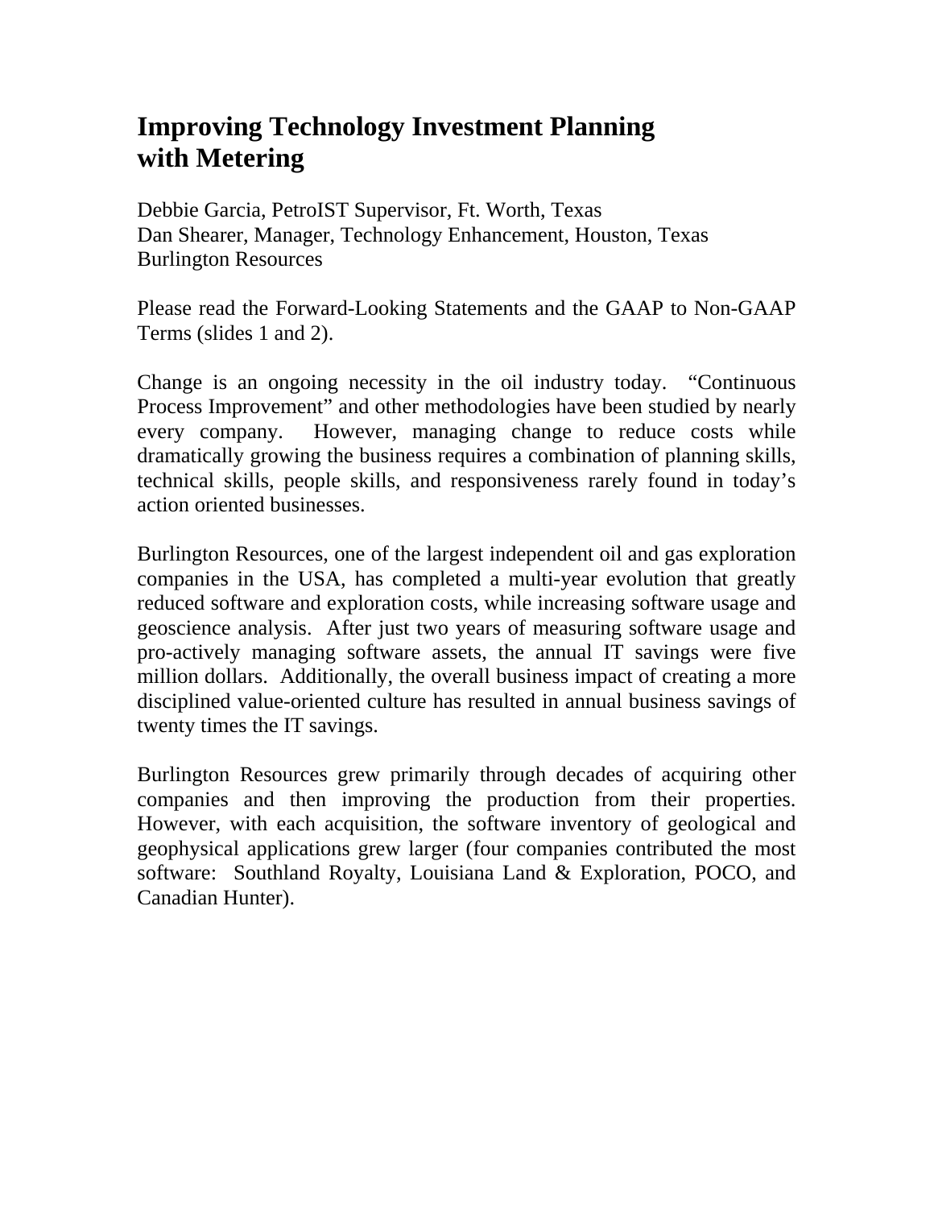# Improving Technology Investment Planning with Metering

Debbie Garcia, PetroIST Supervisor, Ft. Worth, Texas
Dan Shearer, Manager, Technology Enhancement, Houston, Texas
Burlington Resources

Please read the Forward-Looking Statements and the GAAP to Non-GAAP Terms (slides 1 and 2).

Change is an ongoing necessity in the oil industry today. "Continuous Process Improvement" and other methodologies have been studied by nearly every company. However, managing change to reduce costs while dramatically growing the business requires a combination of planning skills, technical skills, people skills, and responsiveness rarely found in today's action oriented businesses.

Burlington Resources, one of the largest independent oil and gas exploration companies in the USA, has completed a multi-year evolution that greatly reduced software and exploration costs, while increasing software usage and geoscience analysis. After just two years of measuring software usage and pro-actively managing software assets, the annual IT savings were five million dollars. Additionally, the overall business impact of creating a more disciplined value-oriented culture has resulted in annual business savings of twenty times the IT savings.

Burlington Resources grew primarily through decades of acquiring other companies and then improving the production from their properties. However, with each acquisition, the software inventory of geological and geophysical applications grew larger (four companies contributed the most software: Southland Royalty, Louisiana Land & Exploration, POCO, and Canadian Hunter).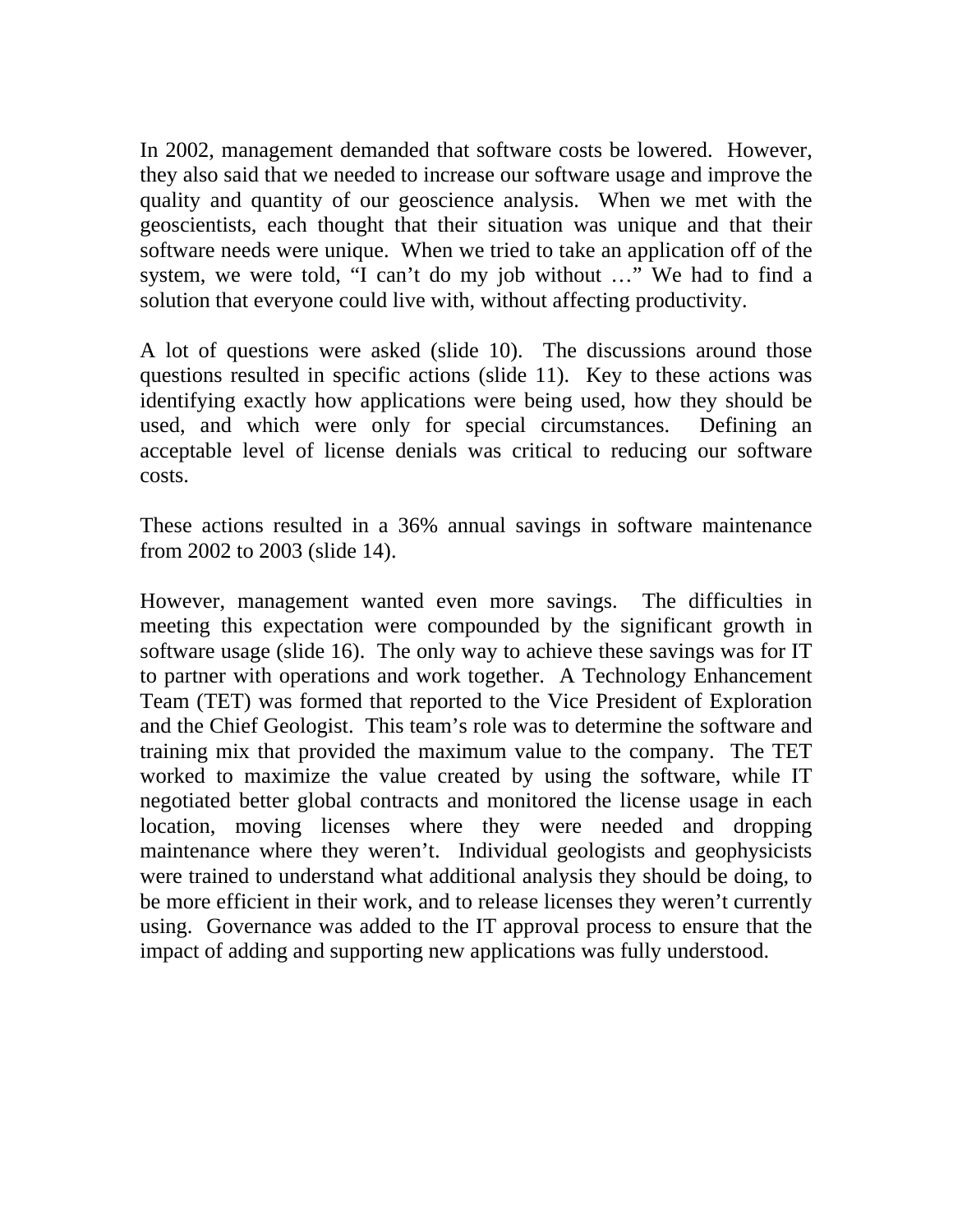In 2002, management demanded that software costs be lowered. However, they also said that we needed to increase our software usage and improve the quality and quantity of our geoscience analysis. When we met with the geoscientists, each thought that their situation was unique and that their software needs were unique. When we tried to take an application off of the system, we were told, "I can't do my job without …" We had to find a solution that everyone could live with, without affecting productivity.

A lot of questions were asked (slide 10). The discussions around those questions resulted in specific actions (slide 11). Key to these actions was identifying exactly how applications were being used, how they should be used, and which were only for special circumstances. Defining an acceptable level of license denials was critical to reducing our software costs.

These actions resulted in a 36% annual savings in software maintenance from 2002 to 2003 (slide 14).

However, management wanted even more savings. The difficulties in meeting this expectation were compounded by the significant growth in software usage (slide 16). The only way to achieve these savings was for IT to partner with operations and work together. A Technology Enhancement Team (TET) was formed that reported to the Vice President of Exploration and the Chief Geologist. This team's role was to determine the software and training mix that provided the maximum value to the company. The TET worked to maximize the value created by using the software, while IT negotiated better global contracts and monitored the license usage in each location, moving licenses where they were needed and dropping maintenance where they weren't. Individual geologists and geophysicists were trained to understand what additional analysis they should be doing, to be more efficient in their work, and to release licenses they weren't currently using. Governance was added to the IT approval process to ensure that the impact of adding and supporting new applications was fully understood.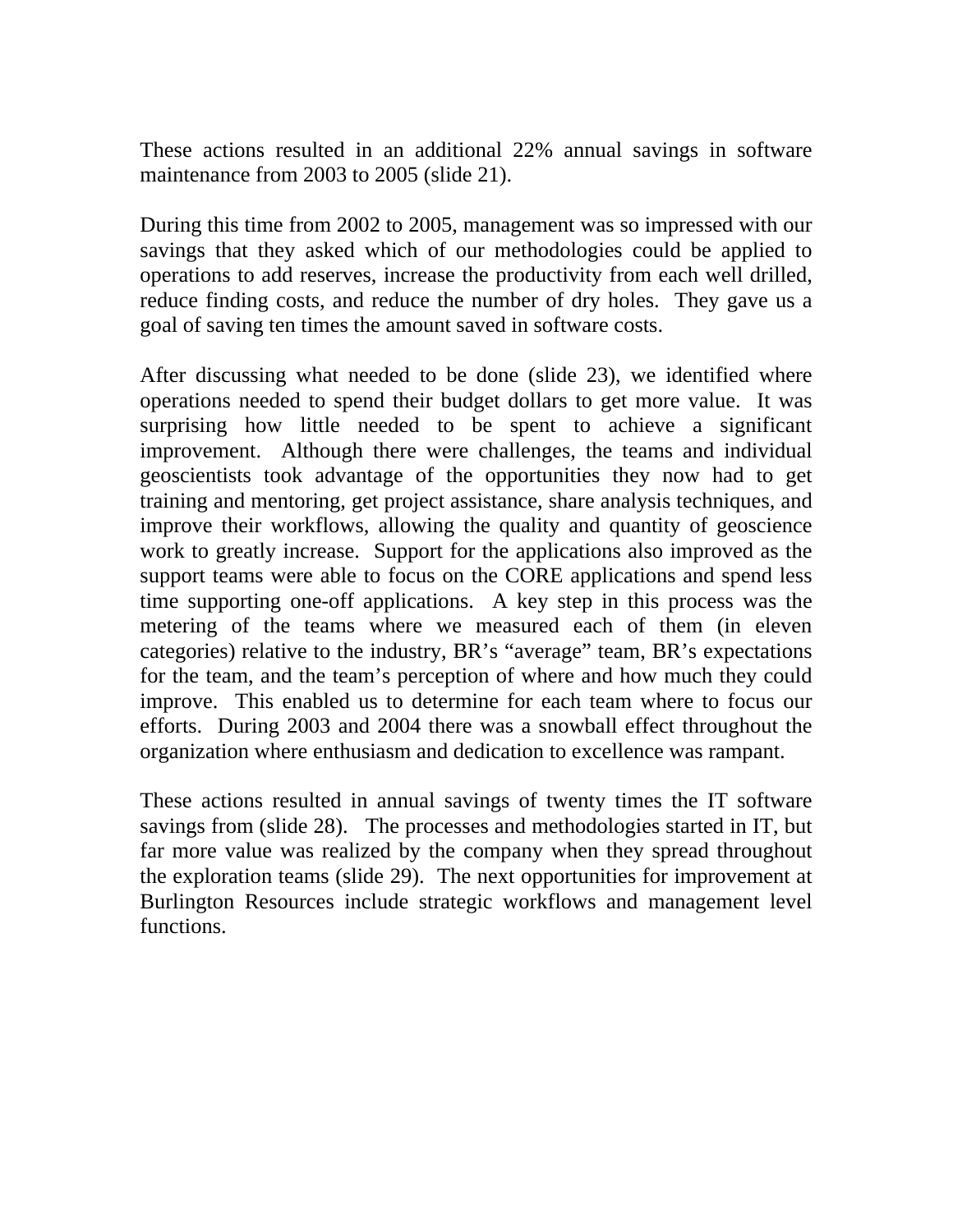These actions resulted in an additional 22% annual savings in software maintenance from 2003 to 2005 (slide 21).

During this time from 2002 to 2005, management was so impressed with our savings that they asked which of our methodologies could be applied to operations to add reserves, increase the productivity from each well drilled, reduce finding costs, and reduce the number of dry holes. They gave us a goal of saving ten times the amount saved in software costs.

After discussing what needed to be done (slide 23), we identified where operations needed to spend their budget dollars to get more value. It was surprising how little needed to be spent to achieve a significant improvement. Although there were challenges, the teams and individual geoscientists took advantage of the opportunities they now had to get training and mentoring, get project assistance, share analysis techniques, and improve their workflows, allowing the quality and quantity of geoscience work to greatly increase. Support for the applications also improved as the support teams were able to focus on the CORE applications and spend less time supporting one-off applications. A key step in this process was the metering of the teams where we measured each of them (in eleven categories) relative to the industry, BR's "average" team, BR's expectations for the team, and the team's perception of where and how much they could improve. This enabled us to determine for each team where to focus our efforts. During 2003 and 2004 there was a snowball effect throughout the organization where enthusiasm and dedication to excellence was rampant.

These actions resulted in annual savings of twenty times the IT software savings from (slide 28). The processes and methodologies started in IT, but far more value was realized by the company when they spread throughout the exploration teams (slide 29). The next opportunities for improvement at Burlington Resources include strategic workflows and management level functions.